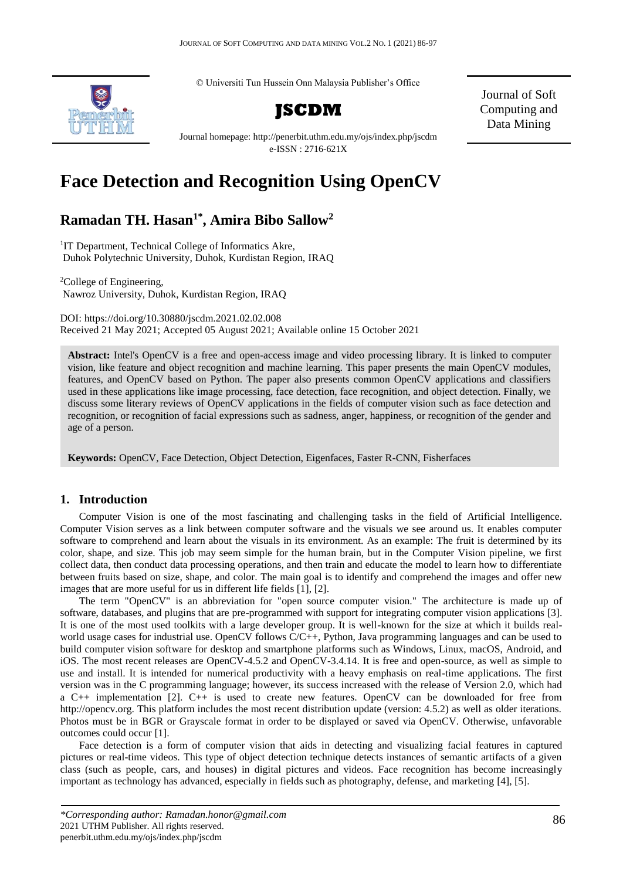© Universiti Tun Hussein Onn Malaysia Publisher's Office

**JSCDM**

Journal homepage: http://penerbit.uthm.edu.my/ojs/index.php/jscdm
e-ISSN : 2716-621X

Journal of Soft Computing and Data Mining

# Face Detection and Recognition Using OpenCV

## Ramadan TH. Hasan[1*], Amira Bibo Sallow[2]

[1]IT Department, Technical College of Informatics Akre, Duhok Polytechnic University, Duhok, Kurdistan Region, IRAQ

[2]College of Engineering, Nawroz University, Duhok, Kurdistan Region, IRAQ

DOI: https://doi.org/10.30880/jscdm.2021.02.02.008
Received 21 May 2021; Accepted 05 August 2021; Available online 15 October 2021

**Abstract:** Intel's OpenCV is a free and open-access image and video processing library. It is linked to computer vision, like feature and object recognition and machine learning. This paper presents the main OpenCV modules, features, and OpenCV based on Python. The paper also presents common OpenCV applications and classifiers used in these applications like image processing, face detection, face recognition, and object detection. Finally, we discuss some literary reviews of OpenCV applications in the fields of computer vision such as face detection and recognition, or recognition of facial expressions such as sadness, anger, happiness, or recognition of the gender and age of a person.

**Keywords:** OpenCV, Face Detection, Object Detection, Eigenfaces, Faster R-CNN, Fisherfaces

## 1. Introduction

Computer Vision is one of the most fascinating and challenging tasks in the field of Artificial Intelligence. Computer Vision serves as a link between computer software and the visuals we see around us. It enables computer software to comprehend and learn about the visuals in its environment. As an example: The fruit is determined by its color, shape, and size. This job may seem simple for the human brain, but in the Computer Vision pipeline, we first collect data, then conduct data processing operations, and then train and educate the model to learn how to differentiate between fruits based on size, shape, and color. The main goal is to identify and comprehend the images and offer new images that are more useful for us in different life fields [1], [2].

The term "OpenCV" is an abbreviation for "open source computer vision." The architecture is made up of software, databases, and plugins that are pre-programmed with support for integrating computer vision applications [3]. It is one of the most used toolkits with a large developer group. It is well-known for the size at which it builds real-world usage cases for industrial use. OpenCV follows C/C++, Python, Java programming languages and can be used to build computer vision software for desktop and smartphone platforms such as Windows, Linux, macOS, Android, and iOS. The most recent releases are OpenCV-4.5.2 and OpenCV-3.4.14. It is free and open-source, as well as simple to use and install. It is intended for numerical productivity with a heavy emphasis on real-time applications. The first version was in the C programming language; however, its success increased with the release of Version 2.0, which had a C++ implementation [2]. C++ is used to create new features. OpenCV can be downloaded for free from http://opencv.org. This platform includes the most recent distribution update (version: 4.5.2) as well as older iterations. Photos must be in BGR or Grayscale format in order to be displayed or saved via OpenCV. Otherwise, unfavorable outcomes could occur [1].

Face detection is a form of computer vision that aids in detecting and visualizing facial features in captured pictures or real-time videos. This type of object detection technique detects instances of semantic artifacts of a given class (such as people, cars, and houses) in digital pictures and videos. Face recognition has become increasingly important as technology has advanced, especially in fields such as photography, defense, and marketing [4], [5].

*\*Corresponding author: Ramadan.honor@gmail.com*
2021 UTHM Publisher. All rights reserved.
penerbit.uthm.edu.my/ojs/index.php/jscdm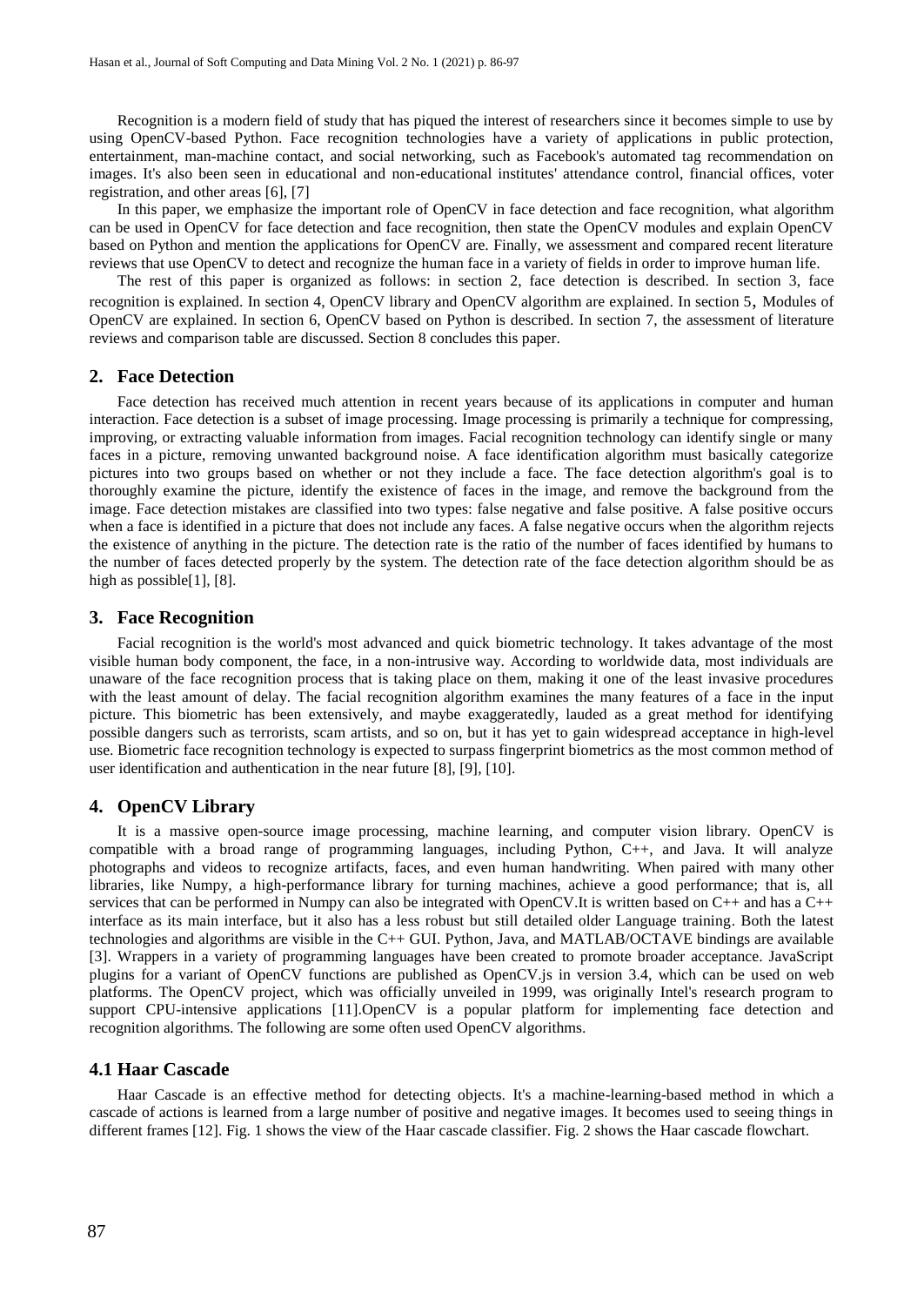Recognition is a modern field of study that has piqued the interest of researchers since it becomes simple to use by using OpenCV-based Python. Face recognition technologies have a variety of applications in public protection, entertainment, man-machine contact, and social networking, such as Facebook's automated tag recommendation on images. It's also been seen in educational and non-educational institutes' attendance control, financial offices, voter registration, and other areas [6], [7]

In this paper, we emphasize the important role of OpenCV in face detection and face recognition, what algorithm can be used in OpenCV for face detection and face recognition, then state the OpenCV modules and explain OpenCV based on Python and mention the applications for OpenCV are. Finally, we assessment and compared recent literature reviews that use OpenCV to detect and recognize the human face in a variety of fields in order to improve human life.

The rest of this paper is organized as follows: in section 2, face detection is described. In section 3, face recognition is explained. In section 4, OpenCV library and OpenCV algorithm are explained. In section 5, Modules of OpenCV are explained. In section 6, OpenCV based on Python is described. In section 7, the assessment of literature reviews and comparison table are discussed. Section 8 concludes this paper.

## 2. Face Detection

Face detection has received much attention in recent years because of its applications in computer and human interaction. Face detection is a subset of image processing. Image processing is primarily a technique for compressing, improving, or extracting valuable information from images. Facial recognition technology can identify single or many faces in a picture, removing unwanted background noise. A face identification algorithm must basically categorize pictures into two groups based on whether or not they include a face. The face detection algorithm's goal is to thoroughly examine the picture, identify the existence of faces in the image, and remove the background from the image. Face detection mistakes are classified into two types: false negative and false positive. A false positive occurs when a face is identified in a picture that does not include any faces. A false negative occurs when the algorithm rejects the existence of anything in the picture. The detection rate is the ratio of the number of faces identified by humans to the number of faces detected properly by the system. The detection rate of the face detection algorithm should be as high as possible[1], [8].

## 3. Face Recognition

Facial recognition is the world's most advanced and quick biometric technology. It takes advantage of the most visible human body component, the face, in a non-intrusive way. According to worldwide data, most individuals are unaware of the face recognition process that is taking place on them, making it one of the least invasive procedures with the least amount of delay. The facial recognition algorithm examines the many features of a face in the input picture. This biometric has been extensively, and maybe exaggeratedly, lauded as a great method for identifying possible dangers such as terrorists, scam artists, and so on, but it has yet to gain widespread acceptance in high-level use. Biometric face recognition technology is expected to surpass fingerprint biometrics as the most common method of user identification and authentication in the near future [8], [9], [10].

## 4. OpenCV Library

It is a massive open-source image processing, machine learning, and computer vision library. OpenCV is compatible with a broad range of programming languages, including Python, C++, and Java. It will analyze photographs and videos to recognize artifacts, faces, and even human handwriting. When paired with many other libraries, like Numpy, a high-performance library for turning machines, achieve a good performance; that is, all services that can be performed in Numpy can also be integrated with OpenCV.It is written based on C++ and has a C++ interface as its main interface, but it also has a less robust but still detailed older Language training. Both the latest technologies and algorithms are visible in the C++ GUI. Python, Java, and MATLAB/OCTAVE bindings are available [3]. Wrappers in a variety of programming languages have been created to promote broader acceptance. JavaScript plugins for a variant of OpenCV functions are published as OpenCV.js in version 3.4, which can be used on web platforms. The OpenCV project, which was officially unveiled in 1999, was originally Intel's research program to support CPU-intensive applications [11].OpenCV is a popular platform for implementing face detection and recognition algorithms. The following are some often used OpenCV algorithms.

### 4.1 Haar Cascade

Haar Cascade is an effective method for detecting objects. It's a machine-learning-based method in which a cascade of actions is learned from a large number of positive and negative images. It becomes used to seeing things in different frames [12]. Fig. 1 shows the view of the Haar cascade classifier. Fig. 2 shows the Haar cascade flowchart.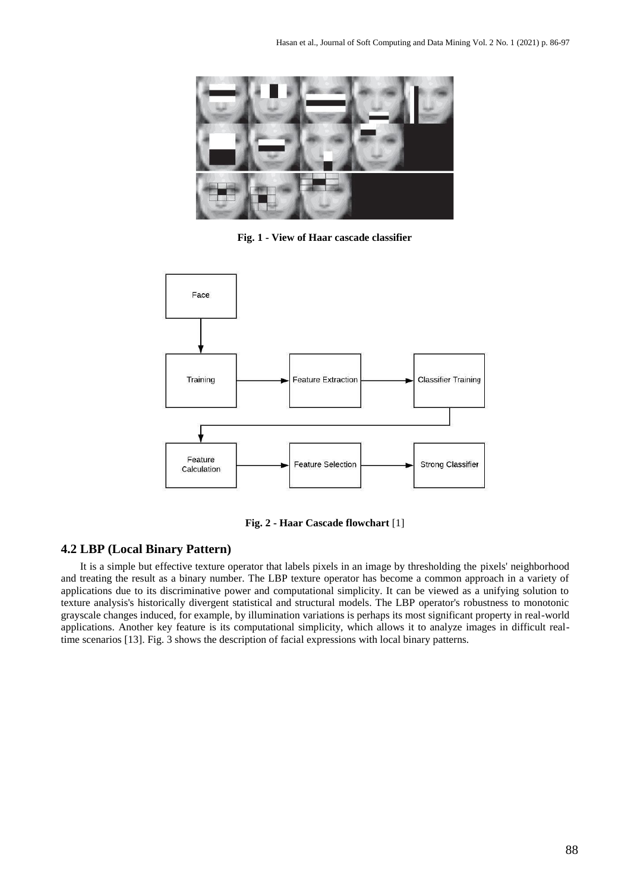**Fig. 1 - View of Haar cascade classifier**

**Fig. 2 - Haar Cascade flowchart** [1]

## 4.2 LBP (Local Binary Pattern)

It is a simple but effective texture operator that labels pixels in an image by thresholding the pixels' neighborhood and treating the result as a binary number. The LBP texture operator has become a common approach in a variety of applications due to its discriminative power and computational simplicity. It can be viewed as a unifying solution to texture analysis's historically divergent statistical and structural models. The LBP operator's robustness to monotonic grayscale changes induced, for example, by illumination variations is perhaps its most significant property in real-world applications. Another key feature is its computational simplicity, which allows it to analyze images in difficult real-time scenarios [13]. Fig. 3 shows the description of facial expressions with local binary patterns.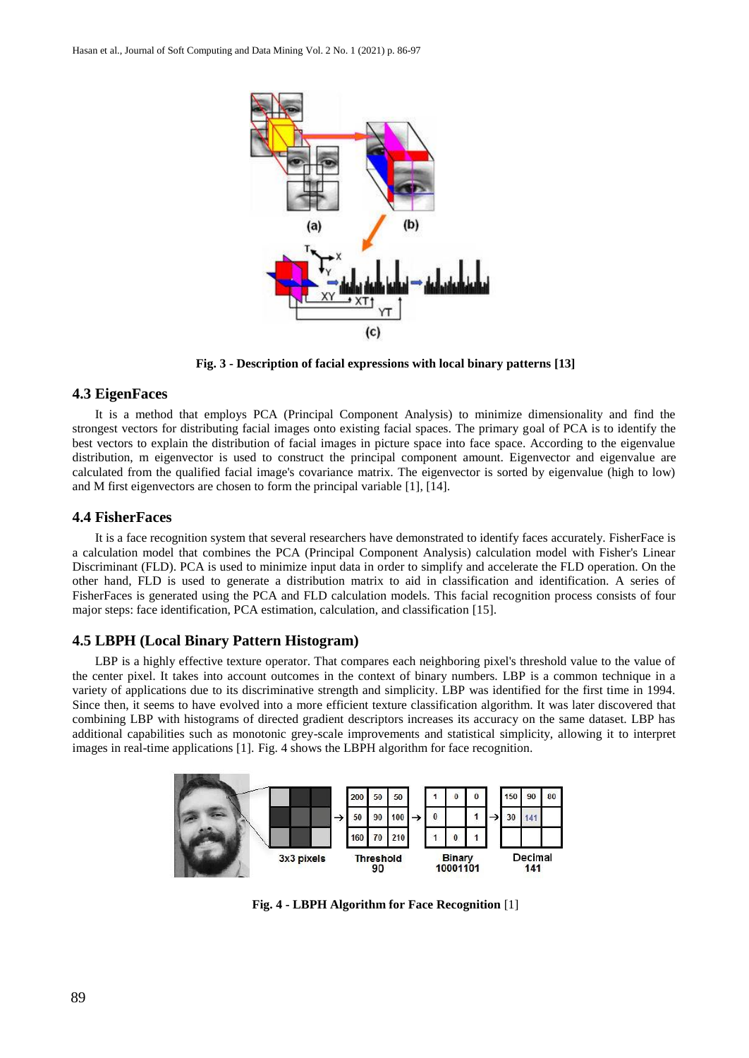Fig. 3 - Description of facial expressions with local binary patterns [13]

### 4.3 EigenFaces

It is a method that employs PCA (Principal Component Analysis) to minimize dimensionality and find the strongest vectors for distributing facial images onto existing facial spaces. The primary goal of PCA is to identify the best vectors to explain the distribution of facial images in picture space into face space. According to the eigenvalue distribution, m eigenvector is used to construct the principal component amount. Eigenvector and eigenvalue are calculated from the qualified facial image's covariance matrix. The eigenvector is sorted by eigenvalue (high to low) and M first eigenvectors are chosen to form the principal variable [1], [14].

### 4.4 FisherFaces

It is a face recognition system that several researchers have demonstrated to identify faces accurately. FisherFace is a calculation model that combines the PCA (Principal Component Analysis) calculation model with Fisher's Linear Discriminant (FLD). PCA is used to minimize input data in order to simplify and accelerate the FLD operation. On the other hand, FLD is used to generate a distribution matrix to aid in classification and identification. A series of FisherFaces is generated using the PCA and FLD calculation models. This facial recognition process consists of four major steps: face identification, PCA estimation, calculation, and classification [15].

### 4.5 LBPH (Local Binary Pattern Histogram)

LBP is a highly effective texture operator. That compares each neighboring pixel's threshold value to the value of the center pixel. It takes into account outcomes in the context of binary numbers. LBP is a common technique in a variety of applications due to its discriminative strength and simplicity. LBP was identified for the first time in 1994. Since then, it seems to have evolved into a more efficient texture classification algorithm. It was later discovered that combining LBP with histograms of directed gradient descriptors increases its accuracy on the same dataset. LBP has additional capabilities such as monotonic grey-scale improvements and statistical simplicity, allowing it to interpret images in real-time applications [1]. Fig. 4 shows the LBPH algorithm for face recognition.

Fig. 4 - LBPH Algorithm for Face Recognition [1]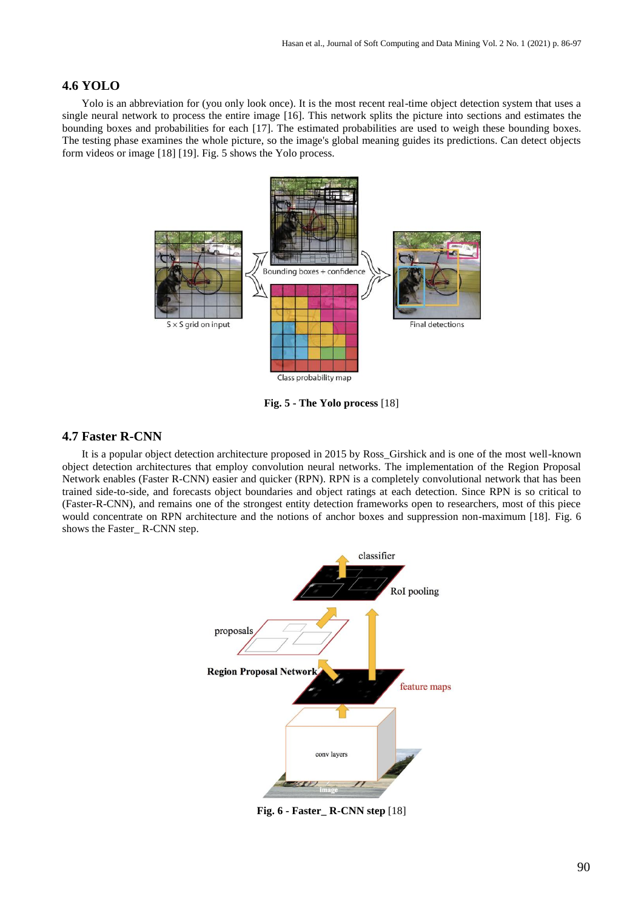### 4.6 YOLO

Yolo is an abbreviation for (you only look once). It is the most recent real-time object detection system that uses a single neural network to process the entire image [16]. This network splits the picture into sections and estimates the bounding boxes and probabilities for each [17]. The estimated probabilities are used to weigh these bounding boxes. The testing phase examines the whole picture, so the image's global meaning guides its predictions. Can detect objects form videos or image [18] [19]. Fig. 5 shows the Yolo process.

**Fig. 5 - The Yolo process** [18]

### 4.7 Faster R-CNN

It is a popular object detection architecture proposed in 2015 by Ross_Girshick and is one of the most well-known object detection architectures that employ convolution neural networks. The implementation of the Region Proposal Network enables (Faster R-CNN) easier and quicker (RPN). RPN is a completely convolutional network that has been trained side-to-side, and forecasts object boundaries and object ratings at each detection. Since RPN is so critical to (Faster-R-CNN), and remains one of the strongest entity detection frameworks open to researchers, most of this piece would concentrate on RPN architecture and the notions of anchor boxes and suppression non-maximum [18]. Fig. 6 shows the Faster_ R-CNN step.

**Fig. 6 - Faster_ R-CNN step** [18]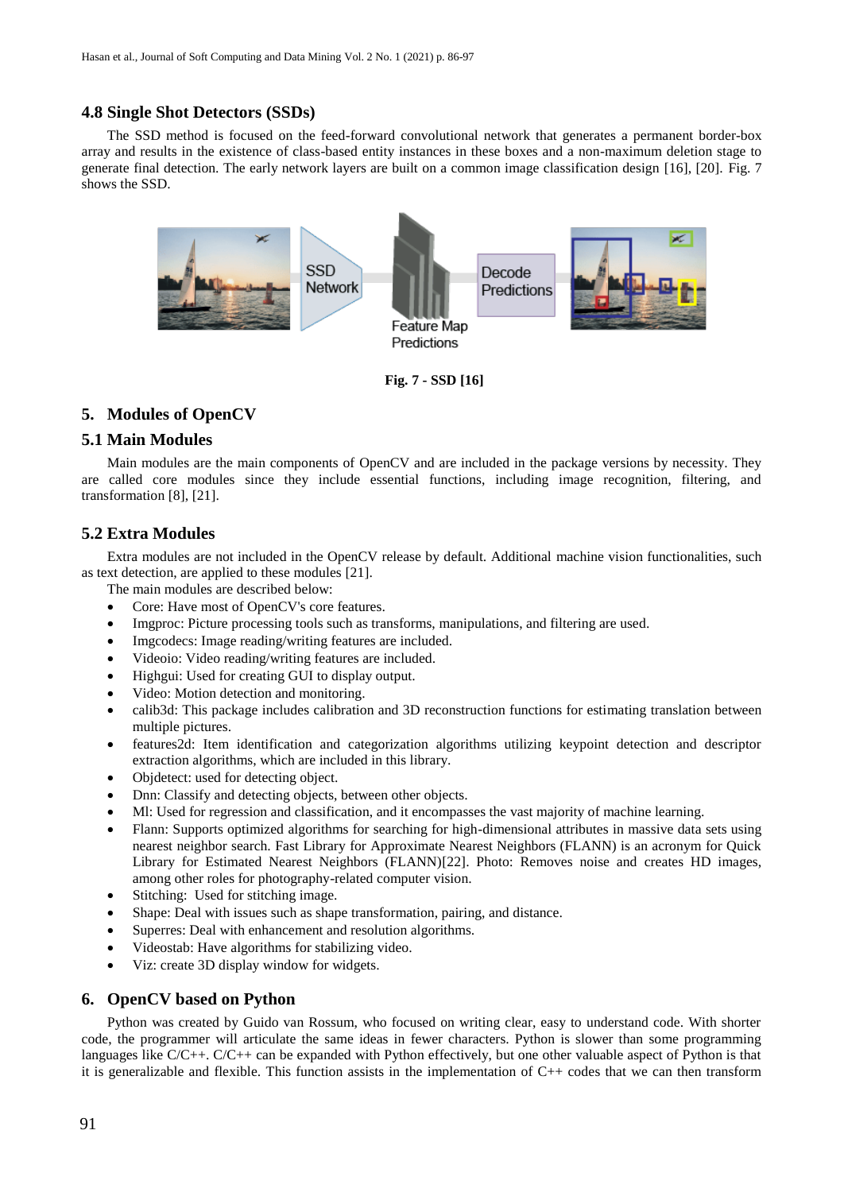### 4.8 Single Shot Detectors (SSDs)

The SSD method is focused on the feed-forward convolutional network that generates a permanent border-box array and results in the existence of class-based entity instances in these boxes and a non-maximum deletion stage to generate final detection. The early network layers are built on a common image classification design [16], [20]. Fig. 7 shows the SSD.

**Fig. 7 - SSD [16]**

## 5. Modules of OpenCV

### 5.1 Main Modules

Main modules are the main components of OpenCV and are included in the package versions by necessity. They are called core modules since they include essential functions, including image recognition, filtering, and transformation [8], [21].

### 5.2 Extra Modules

Extra modules are not included in the OpenCV release by default. Additional machine vision functionalities, such as text detection, are applied to these modules [21].

The main modules are described below:

- Core: Have most of OpenCV's core features.
- Imgproc: Picture processing tools such as transforms, manipulations, and filtering are used.
- Imgcodecs: Image reading/writing features are included.
- Videoio: Video reading/writing features are included.
- Highgui: Used for creating GUI to display output.
- Video: Motion detection and monitoring.
- calib3d: This package includes calibration and 3D reconstruction functions for estimating translation between multiple pictures.
- features2d: Item identification and categorization algorithms utilizing keypoint detection and descriptor extraction algorithms, which are included in this library.
- Objdetect: used for detecting object.
- Dnn: Classify and detecting objects, between other objects.
- Ml: Used for regression and classification, and it encompasses the vast majority of machine learning.
- Flann: Supports optimized algorithms for searching for high-dimensional attributes in massive data sets using nearest neighbor search. Fast Library for Approximate Nearest Neighbors (FLANN) is an acronym for Quick Library for Estimated Nearest Neighbors (FLANN)[22]. Photo: Removes noise and creates HD images, among other roles for photography-related computer vision.
- Stitching: Used for stitching image.
- Shape: Deal with issues such as shape transformation, pairing, and distance.
- Superres: Deal with enhancement and resolution algorithms.
- Videostab: Have algorithms for stabilizing video.
- Viz: create 3D display window for widgets.

## 6. OpenCV based on Python

Python was created by Guido van Rossum, who focused on writing clear, easy to understand code. With shorter code, the programmer will articulate the same ideas in fewer characters. Python is slower than some programming languages like C/C++. C/C++ can be expanded with Python effectively, but one other valuable aspect of Python is that it is generalizable and flexible. This function assists in the implementation of C++ codes that we can then transform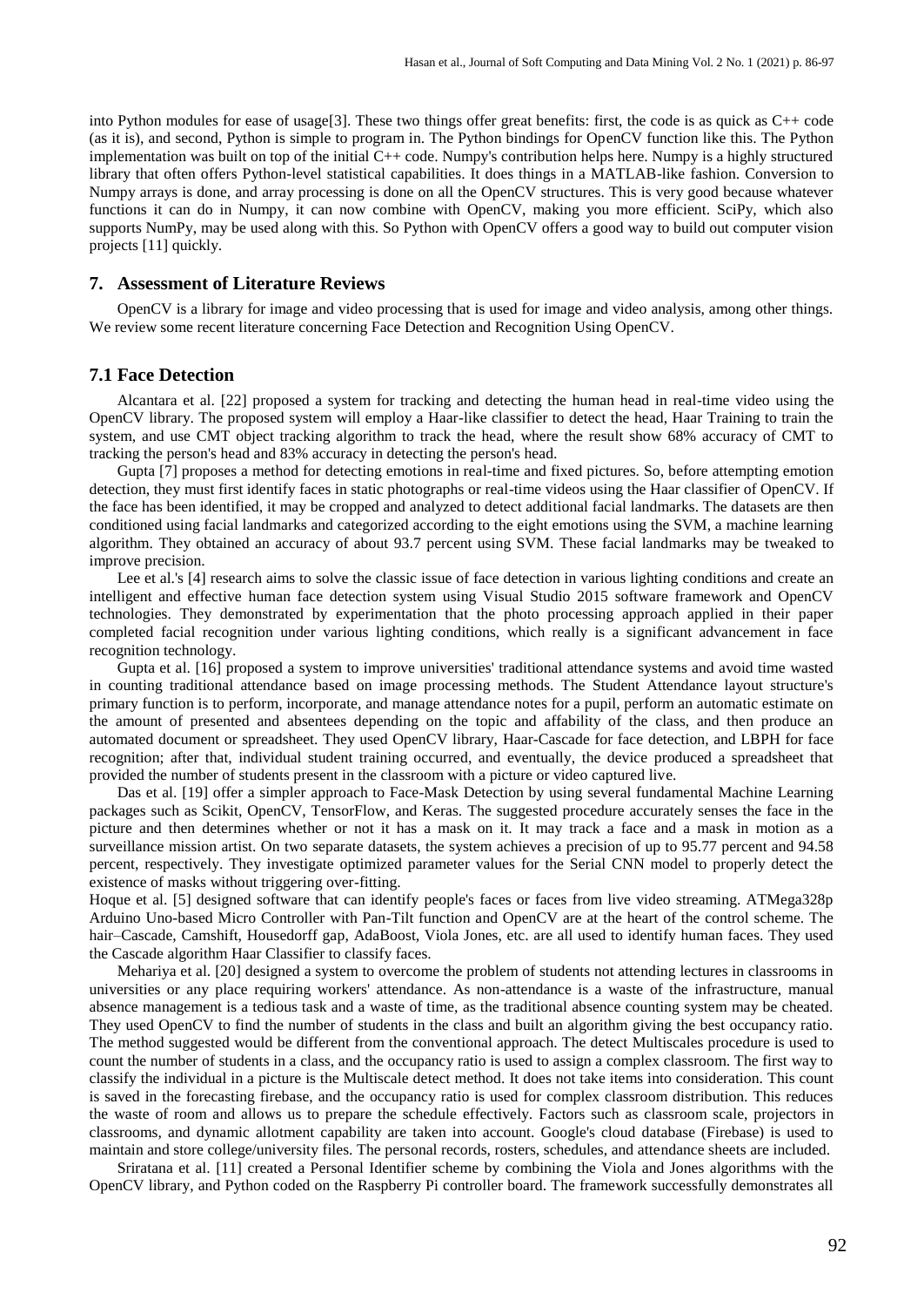into Python modules for ease of usage[3]. These two things offer great benefits: first, the code is as quick as C++ code (as it is), and second, Python is simple to program in. The Python bindings for OpenCV function like this. The Python implementation was built on top of the initial C++ code. Numpy's contribution helps here. Numpy is a highly structured library that often offers Python-level statistical capabilities. It does things in a MATLAB-like fashion. Conversion to Numpy arrays is done, and array processing is done on all the OpenCV structures. This is very good because whatever functions it can do in Numpy, it can now combine with OpenCV, making you more efficient. SciPy, which also supports NumPy, may be used along with this. So Python with OpenCV offers a good way to build out computer vision projects [11] quickly.

## 7. Assessment of Literature Reviews

OpenCV is a library for image and video processing that is used for image and video analysis, among other things. We review some recent literature concerning Face Detection and Recognition Using OpenCV.

### 7.1 Face Detection

Alcantara et al. [22] proposed a system for tracking and detecting the human head in real-time video using the OpenCV library. The proposed system will employ a Haar-like classifier to detect the head, Haar Training to train the system, and use CMT object tracking algorithm to track the head, where the result show 68% accuracy of CMT to tracking the person's head and 83% accuracy in detecting the person's head.

Gupta [7] proposes a method for detecting emotions in real-time and fixed pictures. So, before attempting emotion detection, they must first identify faces in static photographs or real-time videos using the Haar classifier of OpenCV. If the face has been identified, it may be cropped and analyzed to detect additional facial landmarks. The datasets are then conditioned using facial landmarks and categorized according to the eight emotions using the SVM, a machine learning algorithm. They obtained an accuracy of about 93.7 percent using SVM. These facial landmarks may be tweaked to improve precision.

Lee et al.'s [4] research aims to solve the classic issue of face detection in various lighting conditions and create an intelligent and effective human face detection system using Visual Studio 2015 software framework and OpenCV technologies. They demonstrated by experimentation that the photo processing approach applied in their paper completed facial recognition under various lighting conditions, which really is a significant advancement in face recognition technology.

Gupta et al. [16] proposed a system to improve universities' traditional attendance systems and avoid time wasted in counting traditional attendance based on image processing methods. The Student Attendance layout structure's primary function is to perform, incorporate, and manage attendance notes for a pupil, perform an automatic estimate on the amount of presented and absentees depending on the topic and affability of the class, and then produce an automated document or spreadsheet. They used OpenCV library, Haar-Cascade for face detection, and LBPH for face recognition; after that, individual student training occurred, and eventually, the device produced a spreadsheet that provided the number of students present in the classroom with a picture or video captured live.

Das et al. [19] offer a simpler approach to Face-Mask Detection by using several fundamental Machine Learning packages such as Scikit, OpenCV, TensorFlow, and Keras. The suggested procedure accurately senses the face in the picture and then determines whether or not it has a mask on it. It may track a face and a mask in motion as a surveillance mission artist. On two separate datasets, the system achieves a precision of up to 95.77 percent and 94.58 percent, respectively. They investigate optimized parameter values for the Serial CNN model to properly detect the existence of masks without triggering over-fitting.

Hoque et al. [5] designed software that can identify people's faces or faces from live video streaming. ATMega328p Arduino Uno-based Micro Controller with Pan-Tilt function and OpenCV are at the heart of the control scheme. The hair–Cascade, Camshift, Housedorff gap, AdaBoost, Viola Jones, etc. are all used to identify human faces. They used the Cascade algorithm Haar Classifier to classify faces.

Mehariya et al. [20] designed a system to overcome the problem of students not attending lectures in classrooms in universities or any place requiring workers' attendance. As non-attendance is a waste of the infrastructure, manual absence management is a tedious task and a waste of time, as the traditional absence counting system may be cheated. They used OpenCV to find the number of students in the class and built an algorithm giving the best occupancy ratio. The method suggested would be different from the conventional approach. The detect Multiscales procedure is used to count the number of students in a class, and the occupancy ratio is used to assign a complex classroom. The first way to classify the individual in a picture is the Multiscale detect method. It does not take items into consideration. This count is saved in the forecasting firebase, and the occupancy ratio is used for complex classroom distribution. This reduces the waste of room and allows us to prepare the schedule effectively. Factors such as classroom scale, projectors in classrooms, and dynamic allotment capability are taken into account. Google's cloud database (Firebase) is used to maintain and store college/university files. The personal records, rosters, schedules, and attendance sheets are included.

Sriratana et al. [11] created a Personal Identifier scheme by combining the Viola and Jones algorithms with the OpenCV library, and Python coded on the Raspberry Pi controller board. The framework successfully demonstrates all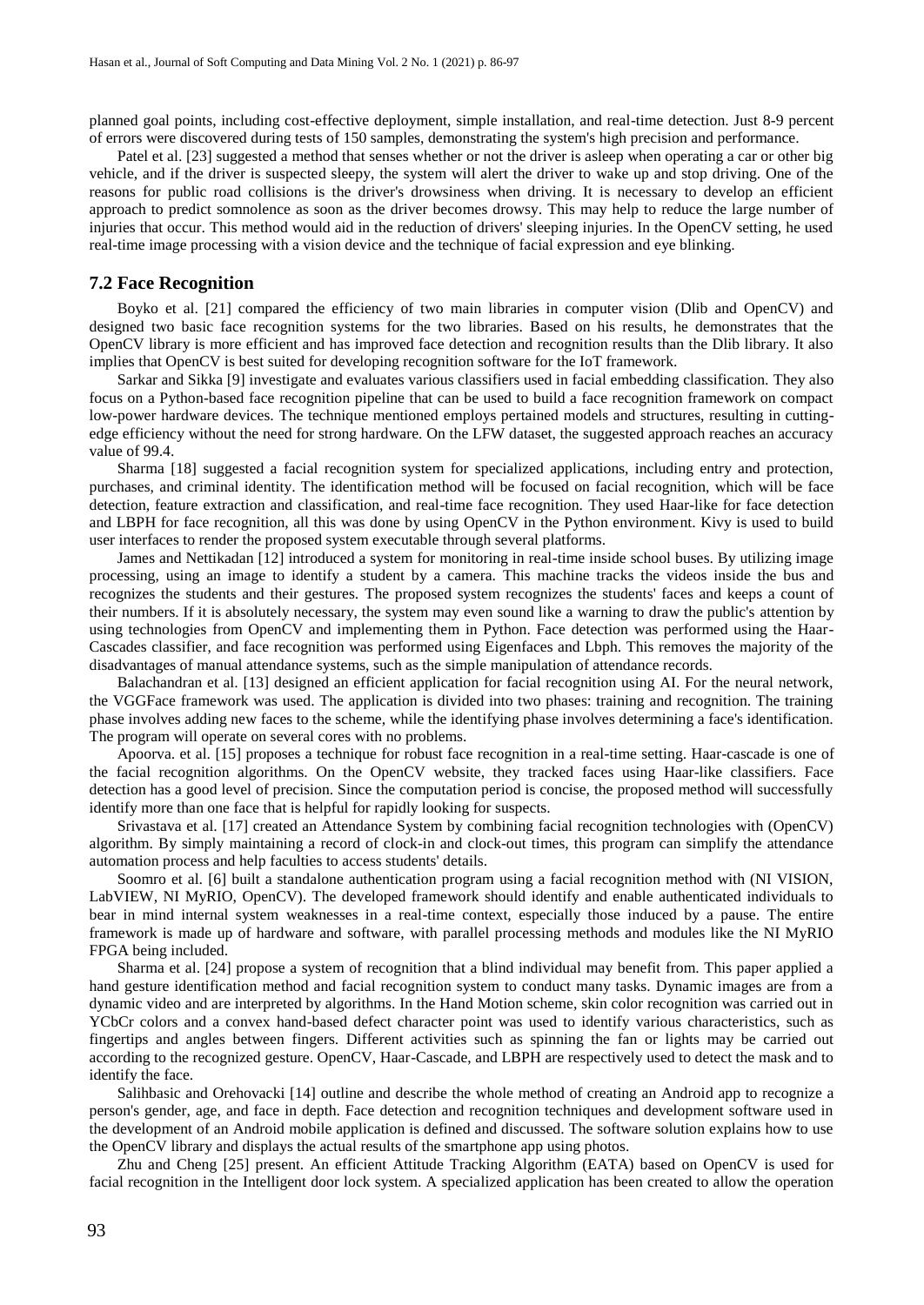planned goal points, including cost-effective deployment, simple installation, and real-time detection. Just 8-9 percent of errors were discovered during tests of 150 samples, demonstrating the system's high precision and performance.

Patel et al. [23] suggested a method that senses whether or not the driver is asleep when operating a car or other big vehicle, and if the driver is suspected sleepy, the system will alert the driver to wake up and stop driving. One of the reasons for public road collisions is the driver's drowsiness when driving. It is necessary to develop an efficient approach to predict somnolence as soon as the driver becomes drowsy. This may help to reduce the large number of injuries that occur. This method would aid in the reduction of drivers' sleeping injuries. In the OpenCV setting, he used real-time image processing with a vision device and the technique of facial expression and eye blinking.

### 7.2 Face Recognition

Boyko et al. [21] compared the efficiency of two main libraries in computer vision (Dlib and OpenCV) and designed two basic face recognition systems for the two libraries. Based on his results, he demonstrates that the OpenCV library is more efficient and has improved face detection and recognition results than the Dlib library. It also implies that OpenCV is best suited for developing recognition software for the IoT framework.

Sarkar and Sikka [9] investigate and evaluates various classifiers used in facial embedding classification. They also focus on a Python-based face recognition pipeline that can be used to build a face recognition framework on compact low-power hardware devices. The technique mentioned employs pertained models and structures, resulting in cutting-edge efficiency without the need for strong hardware. On the LFW dataset, the suggested approach reaches an accuracy value of 99.4.

Sharma [18] suggested a facial recognition system for specialized applications, including entry and protection, purchases, and criminal identity. The identification method will be focused on facial recognition, which will be face detection, feature extraction and classification, and real-time face recognition. They used Haar-like for face detection and LBPH for face recognition, all this was done by using OpenCV in the Python environment. Kivy is used to build user interfaces to render the proposed system executable through several platforms.

James and Nettikadan [12] introduced a system for monitoring in real-time inside school buses. By utilizing image processing, using an image to identify a student by a camera. This machine tracks the videos inside the bus and recognizes the students and their gestures. The proposed system recognizes the students' faces and keeps a count of their numbers. If it is absolutely necessary, the system may even sound like a warning to draw the public's attention by using technologies from OpenCV and implementing them in Python. Face detection was performed using the Haar-Cascades classifier, and face recognition was performed using Eigenfaces and Lbph. This removes the majority of the disadvantages of manual attendance systems, such as the simple manipulation of attendance records.

Balachandran et al. [13] designed an efficient application for facial recognition using AI. For the neural network, the VGGFace framework was used. The application is divided into two phases: training and recognition. The training phase involves adding new faces to the scheme, while the identifying phase involves determining a face's identification. The program will operate on several cores with no problems.

Apoorva. et al. [15] proposes a technique for robust face recognition in a real-time setting. Haar-cascade is one of the facial recognition algorithms. On the OpenCV website, they tracked faces using Haar-like classifiers. Face detection has a good level of precision. Since the computation period is concise, the proposed method will successfully identify more than one face that is helpful for rapidly looking for suspects.

Srivastava et al. [17] created an Attendance System by combining facial recognition technologies with (OpenCV) algorithm. By simply maintaining a record of clock-in and clock-out times, this program can simplify the attendance automation process and help faculties to access students' details.

Soomro et al. [6] built a standalone authentication program using a facial recognition method with (NI VISION, LabVIEW, NI MyRIO, OpenCV). The developed framework should identify and enable authenticated individuals to bear in mind internal system weaknesses in a real-time context, especially those induced by a pause. The entire framework is made up of hardware and software, with parallel processing methods and modules like the NI MyRIO FPGA being included.

Sharma et al. [24] propose a system of recognition that a blind individual may benefit from. This paper applied a hand gesture identification method and facial recognition system to conduct many tasks. Dynamic images are from a dynamic video and are interpreted by algorithms. In the Hand Motion scheme, skin color recognition was carried out in YCbCr colors and a convex hand-based defect character point was used to identify various characteristics, such as fingertips and angles between fingers. Different activities such as spinning the fan or lights may be carried out according to the recognized gesture. OpenCV, Haar-Cascade, and LBPH are respectively used to detect the mask and to identify the face.

Salihbasic and Orehovacki [14] outline and describe the whole method of creating an Android app to recognize a person's gender, age, and face in depth. Face detection and recognition techniques and development software used in the development of an Android mobile application is defined and discussed. The software solution explains how to use the OpenCV library and displays the actual results of the smartphone app using photos.

Zhu and Cheng [25] present. An efficient Attitude Tracking Algorithm (EATA) based on OpenCV is used for facial recognition in the Intelligent door lock system. A specialized application has been created to allow the operation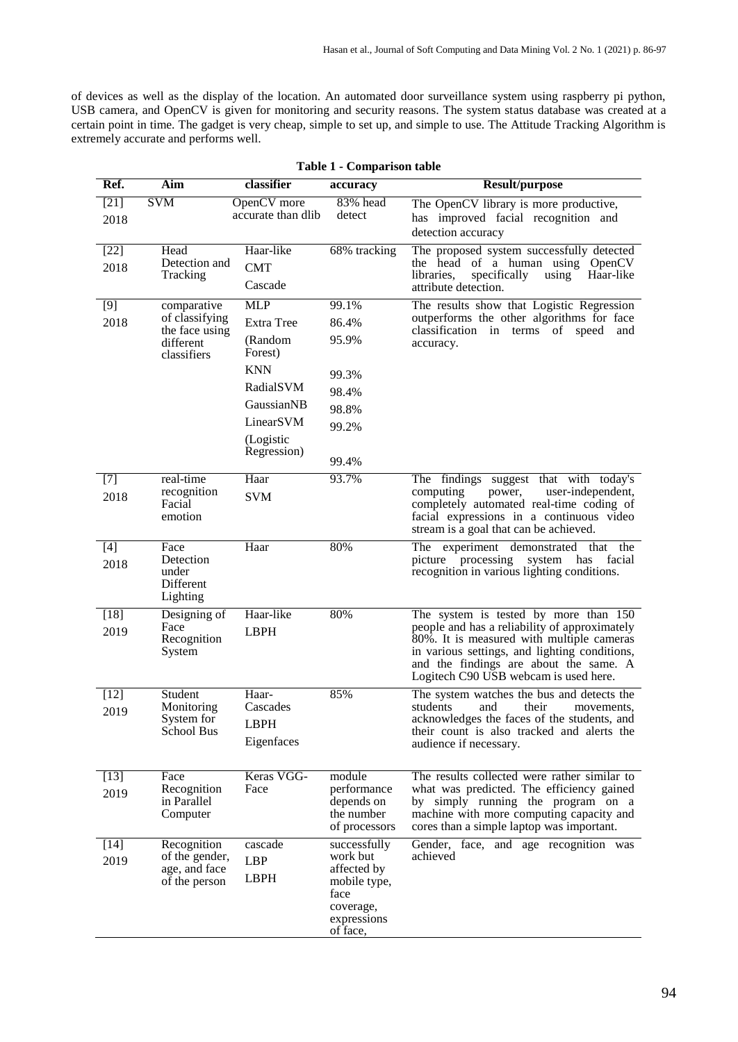of devices as well as the display of the location. An automated door surveillance system using raspberry pi python, USB camera, and OpenCV is given for monitoring and security reasons. The system status database was created at a certain point in time. The gadget is very cheap, simple to set up, and simple to use. The Attitude Tracking Algorithm is extremely accurate and performs well.

**Table 1 - Comparison table**

| Ref. | Aim | classifier | accuracy | Result/purpose |
|---|---|---|---|---|
| [21] 2018 | SVM | OpenCV more accurate than dlib | 83% head detect | The OpenCV library is more productive, has improved facial recognition and detection accuracy |
| [22] 2018 | Head Detection and Tracking | Haar-like<br>CMT<br>Cascade | 68% tracking | The proposed system successfully detected the head of a human using OpenCV libraries, specifically using Haar-like attribute detection. |
| [9] 2018 | comparative of classifying the face using different classifiers | MLP<br>Extra Tree<br>(Random Forest)<br>KNN<br>RadialSVM<br>GaussianNB<br>LinearSVM<br>(Logistic Regression) | 99.1%<br>86.4%<br>95.9%<br>99.3%<br>98.4%<br>98.8%<br>99.2%<br>99.4% | The results show that Logistic Regression outperforms the other algorithms for face classification in terms of speed and accuracy. |
| [7] 2018 | real-time recognition Facial emotion | Haar<br>SVM | 93.7% | The findings suggest that with today's computing power, user-independent, completely automated real-time coding of facial expressions in a continuous video stream is a goal that can be achieved. |
| [4] 2018 | Face Detection under Different Lighting | Haar | 80% | The experiment demonstrated that the picture processing system has facial recognition in various lighting conditions. |
| [18] 2019 | Designing of Face Recognition System | Haar-like<br>LBPH | 80% | The system is tested by more than 150 people and has a reliability of approximately 80%. It is measured with multiple cameras in various settings, and lighting conditions, and the findings are about the same. A Logitech C90 USB webcam is used here. |
| [12] 2019 | Student Monitoring System for School Bus | Haar-Cascades<br>LBPH<br>Eigenfaces | 85% | The system watches the bus and detects the students and their movements, acknowledges the faces of the students, and their count is also tracked and alerts the audience if necessary. |
| [13] 2019 | Face Recognition in Parallel Computer | Keras VGG-Face | module performance depends on the number of processors | The results collected were rather similar to what was predicted. The efficiency gained by simply running the program on a machine with more computing capacity and cores than a simple laptop was important. |
| [14] 2019 | Recognition of the gender, age, and face of the person | cascade<br>LBP<br>LBPH | successfully work but affected by mobile type, face coverage, expressions of face, | Gender, face, and age recognition was achieved |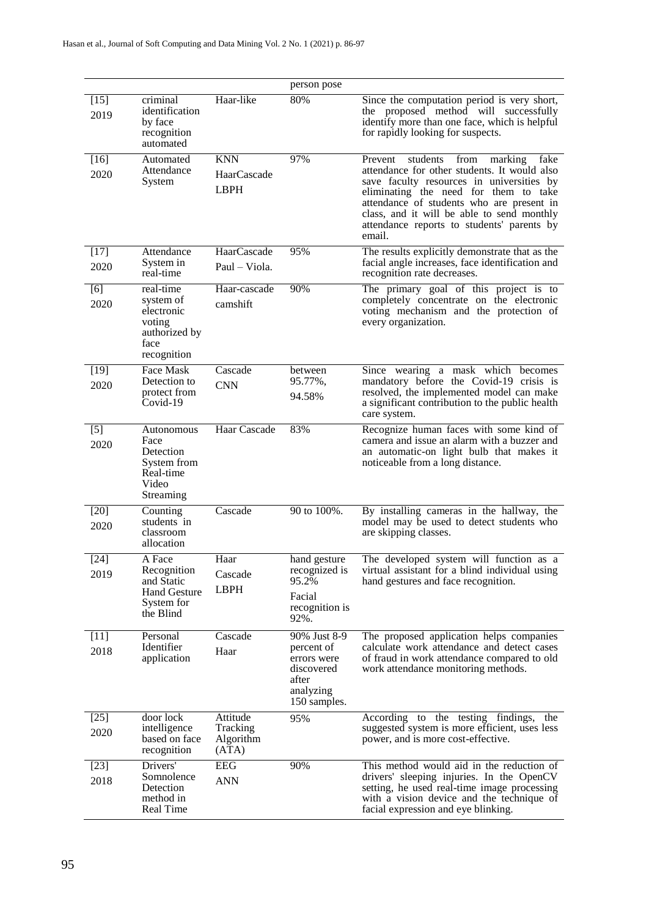| | | | person pose | |
|---|---|---|---|---|
| [15] 2019 | criminal identification by face recognition automated | Haar-like | 80% | Since the computation period is very short, the proposed method will successfully identify more than one face, which is helpful for rapidly looking for suspects. |
| [16] 2020 | Automated Attendance System | KNN HaarCascade LBPH | 97% | Prevent students from marking fake attendance for other students. It would also save faculty resources in universities by eliminating the need for them to take attendance of students who are present in class, and it will be able to send monthly attendance reports to students' parents by email. |
| [17] 2020 | Attendance System in real-time | HaarCascade Paul – Viola. | 95% | The results explicitly demonstrate that as the facial angle increases, face identification and recognition rate decreases. |
| [6] 2020 | real-time system of electronic voting authorized by face recognition | Haar-cascade camshift | 90% | The primary goal of this project is to completely concentrate on the electronic voting mechanism and the protection of every organization. |
| [19] 2020 | Face Mask Detection to protect from Covid-19 | Cascade CNN | between 95.77%, 94.58% | Since wearing a mask which becomes mandatory before the Covid-19 crisis is resolved, the implemented model can make a significant contribution to the public health care system. |
| [5] 2020 | Autonomous Face Detection System from Real-time Video Streaming | Haar Cascade | 83% | Recognize human faces with some kind of camera and issue an alarm with a buzzer and an automatic-on light bulb that makes it noticeable from a long distance. |
| [20] 2020 | Counting students in classroom allocation | Cascade | 90 to 100%. | By installing cameras in the hallway, the model may be used to detect students who are skipping classes. |
| [24] 2019 | A Face Recognition and Static Hand Gesture System for the Blind | Haar Cascade LBPH | hand gesture recognized is 95.2% Facial recognition is 92%. | The developed system will function as a virtual assistant for a blind individual using hand gestures and face recognition. |
| [11] 2018 | Personal Identifier application | Cascade Haar | 90% Just 8-9 percent of errors were discovered after analyzing 150 samples. | The proposed application helps companies calculate work attendance and detect cases of fraud in work attendance compared to old work attendance monitoring methods. |
| [25] 2020 | door lock intelligence based on face recognition | Attitude Tracking Algorithm (ATA) | 95% | According to the testing findings, the suggested system is more efficient, uses less power, and is more cost-effective. |
| [23] 2018 | Drivers' Somnolence Detection method in Real Time | EEG ANN | 90% | This method would aid in the reduction of drivers' sleeping injuries. In the OpenCV setting, he used real-time image processing with a vision device and the technique of facial expression and eye blinking. |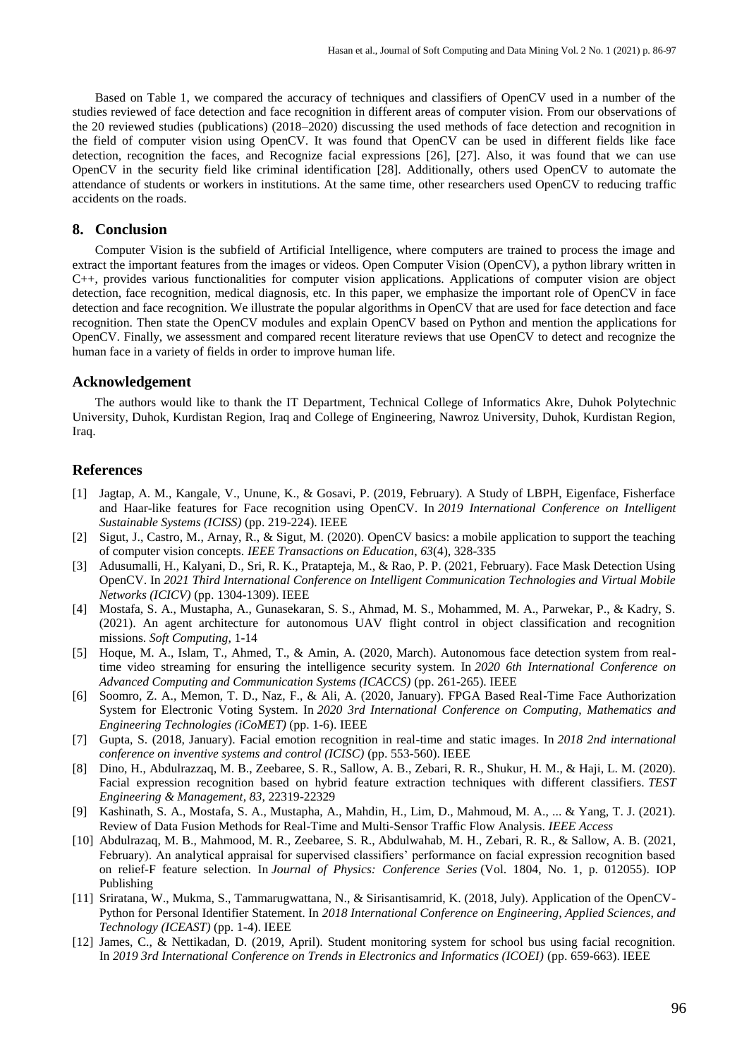Based on Table 1, we compared the accuracy of techniques and classifiers of OpenCV used in a number of the studies reviewed of face detection and face recognition in different areas of computer vision. From our observations of the 20 reviewed studies (publications) (2018–2020) discussing the used methods of face detection and recognition in the field of computer vision using OpenCV. It was found that OpenCV can be used in different fields like face detection, recognition the faces, and Recognize facial expressions [26], [27]. Also, it was found that we can use OpenCV in the security field like criminal identification [28]. Additionally, others used OpenCV to automate the attendance of students or workers in institutions. At the same time, other researchers used OpenCV to reducing traffic accidents on the roads.

## 8. Conclusion

Computer Vision is the subfield of Artificial Intelligence, where computers are trained to process the image and extract the important features from the images or videos. Open Computer Vision (OpenCV), a python library written in C++, provides various functionalities for computer vision applications. Applications of computer vision are object detection, face recognition, medical diagnosis, etc. In this paper, we emphasize the important role of OpenCV in face detection and face recognition. We illustrate the popular algorithms in OpenCV that are used for face detection and face recognition. Then state the OpenCV modules and explain OpenCV based on Python and mention the applications for OpenCV. Finally, we assessment and compared recent literature reviews that use OpenCV to detect and recognize the human face in a variety of fields in order to improve human life.

## Acknowledgement

The authors would like to thank the IT Department, Technical College of Informatics Akre, Duhok Polytechnic University, Duhok, Kurdistan Region, Iraq and College of Engineering, Nawroz University, Duhok, Kurdistan Region, Iraq.

## References

[1] Jagtap, A. M., Kangale, V., Unune, K., & Gosavi, P. (2019, February). A Study of LBPH, Eigenface, Fisherface and Haar-like features for Face recognition using OpenCV. In *2019 International Conference on Intelligent Sustainable Systems (ICISS)* (pp. 219-224). IEEE

[2] Sigut, J., Castro, M., Arnay, R., & Sigut, M. (2020). OpenCV basics: a mobile application to support the teaching of computer vision concepts. *IEEE Transactions on Education*, *63*(4), 328-335

[3] Adusumalli, H., Kalyani, D., Sri, R. K., Pratapteja, M., & Rao, P. P. (2021, February). Face Mask Detection Using OpenCV. In *2021 Third International Conference on Intelligent Communication Technologies and Virtual Mobile Networks (ICICV)* (pp. 1304-1309). IEEE

[4] Mostafa, S. A., Mustapha, A., Gunasekaran, S. S., Ahmad, M. S., Mohammed, M. A., Parwekar, P., & Kadry, S. (2021). An agent architecture for autonomous UAV flight control in object classification and recognition missions. *Soft Computing*, 1-14

[5] Hoque, M. A., Islam, T., Ahmed, T., & Amin, A. (2020, March). Autonomous face detection system from real-time video streaming for ensuring the intelligence security system. In *2020 6th International Conference on Advanced Computing and Communication Systems (ICACCS)* (pp. 261-265). IEEE

[6] Soomro, Z. A., Memon, T. D., Naz, F., & Ali, A. (2020, January). FPGA Based Real-Time Face Authorization System for Electronic Voting System. In *2020 3rd International Conference on Computing, Mathematics and Engineering Technologies (iCoMET)* (pp. 1-6). IEEE

[7] Gupta, S. (2018, January). Facial emotion recognition in real-time and static images. In *2018 2nd international conference on inventive systems and control (ICISC)* (pp. 553-560). IEEE

[8] Dino, H., Abdulrazzaq, M. B., Zeebaree, S. R., Sallow, A. B., Zebari, R. R., Shukur, H. M., & Haji, L. M. (2020). Facial expression recognition based on hybrid feature extraction techniques with different classifiers. *TEST Engineering & Management*, *83*, 22319-22329

[9] Kashinath, S. A., Mostafa, S. A., Mustapha, A., Mahdin, H., Lim, D., Mahmoud, M. A., ... & Yang, T. J. (2021). Review of Data Fusion Methods for Real-Time and Multi-Sensor Traffic Flow Analysis. *IEEE Access*

[10] Abdulrazaq, M. B., Mahmood, M. R., Zeebaree, S. R., Abdulwahab, M. H., Zebari, R. R., & Sallow, A. B. (2021, February). An analytical appraisal for supervised classifiers' performance on facial expression recognition based on relief-F feature selection. In *Journal of Physics: Conference Series* (Vol. 1804, No. 1, p. 012055). IOP Publishing

[11] Sriratana, W., Mukma, S., Tammarugwattana, N., & Sirisantisamrid, K. (2018, July). Application of the OpenCV-Python for Personal Identifier Statement. In *2018 International Conference on Engineering, Applied Sciences, and Technology (ICEAST)* (pp. 1-4). IEEE

[12] James, C., & Nettikadan, D. (2019, April). Student monitoring system for school bus using facial recognition. In *2019 3rd International Conference on Trends in Electronics and Informatics (ICOEI)* (pp. 659-663). IEEE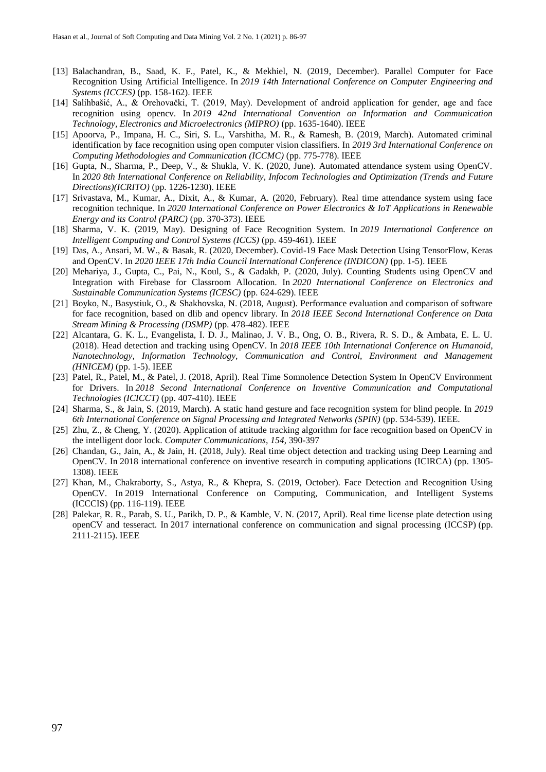[13] Balachandran, B., Saad, K. F., Patel, K., & Mekhiel, N. (2019, December). Parallel Computer for Face Recognition Using Artificial Intelligence. In *2019 14th International Conference on Computer Engineering and Systems (ICCES)* (pp. 158-162). IEEE

[14] Salihbašić, A., & Orehovački, T. (2019, May). Development of android application for gender, age and face recognition using opencv. In *2019 42nd International Convention on Information and Communication Technology, Electronics and Microelectronics (MIPRO)* (pp. 1635-1640). IEEE

[15] Apoorva, P., Impana, H. C., Siri, S. L., Varshitha, M. R., & Ramesh, B. (2019, March). Automated criminal identification by face recognition using open computer vision classifiers. In *2019 3rd International Conference on Computing Methodologies and Communication (ICCMC)* (pp. 775-778). IEEE

[16] Gupta, N., Sharma, P., Deep, V., & Shukla, V. K. (2020, June). Automated attendance system using OpenCV. In *2020 8th International Conference on Reliability, Infocom Technologies and Optimization (Trends and Future Directions)(ICRITO)* (pp. 1226-1230). IEEE

[17] Srivastava, M., Kumar, A., Dixit, A., & Kumar, A. (2020, February). Real time attendance system using face recognition technique. In *2020 International Conference on Power Electronics & IoT Applications in Renewable Energy and its Control (PARC)* (pp. 370-373). IEEE

[18] Sharma, V. K. (2019, May). Designing of Face Recognition System. In *2019 International Conference on Intelligent Computing and Control Systems (ICCS)* (pp. 459-461). IEEE

[19] Das, A., Ansari, M. W., & Basak, R. (2020, December). Covid-19 Face Mask Detection Using TensorFlow, Keras and OpenCV. In *2020 IEEE 17th India Council International Conference (INDICON)* (pp. 1-5). IEEE

[20] Mehariya, J., Gupta, C., Pai, N., Koul, S., & Gadakh, P. (2020, July). Counting Students using OpenCV and Integration with Firebase for Classroom Allocation. In *2020 International Conference on Electronics and Sustainable Communication Systems (ICESC)* (pp. 624-629). IEEE

[21] Boyko, N., Basystiuk, O., & Shakhovska, N. (2018, August). Performance evaluation and comparison of software for face recognition, based on dlib and opencv library. In *2018 IEEE Second International Conference on Data Stream Mining & Processing (DSMP)* (pp. 478-482). IEEE

[22] Alcantara, G. K. L., Evangelista, I. D. J., Malinao, J. V. B., Ong, O. B., Rivera, R. S. D., & Ambata, E. L. U. (2018). Head detection and tracking using OpenCV. In *2018 IEEE 10th International Conference on Humanoid, Nanotechnology, Information Technology, Communication and Control, Environment and Management (HNICEM)* (pp. 1-5). IEEE

[23] Patel, R., Patel, M., & Patel, J. (2018, April). Real Time Somnolence Detection System In OpenCV Environment for Drivers. In *2018 Second International Conference on Inventive Communication and Computational Technologies (ICICCT)* (pp. 407-410). IEEE

[24] Sharma, S., & Jain, S. (2019, March). A static hand gesture and face recognition system for blind people. In *2019 6th International Conference on Signal Processing and Integrated Networks (SPIN)* (pp. 534-539). IEEE.

[25] Zhu, Z., & Cheng, Y. (2020). Application of attitude tracking algorithm for face recognition based on OpenCV in the intelligent door lock. *Computer Communications*, *154*, 390-397

[26] Chandan, G., Jain, A., & Jain, H. (2018, July). Real time object detection and tracking using Deep Learning and OpenCV. In 2018 international conference on inventive research in computing applications (ICIRCA) (pp. 1305-1308). IEEE

[27] Khan, M., Chakraborty, S., Astya, R., & Khepra, S. (2019, October). Face Detection and Recognition Using OpenCV. In 2019 International Conference on Computing, Communication, and Intelligent Systems (ICCCIS) (pp. 116-119). IEEE

[28] Palekar, R. R., Parab, S. U., Parikh, D. P., & Kamble, V. N. (2017, April). Real time license plate detection using openCV and tesseract. In 2017 international conference on communication and signal processing (ICCSP) (pp. 2111-2115). IEEE